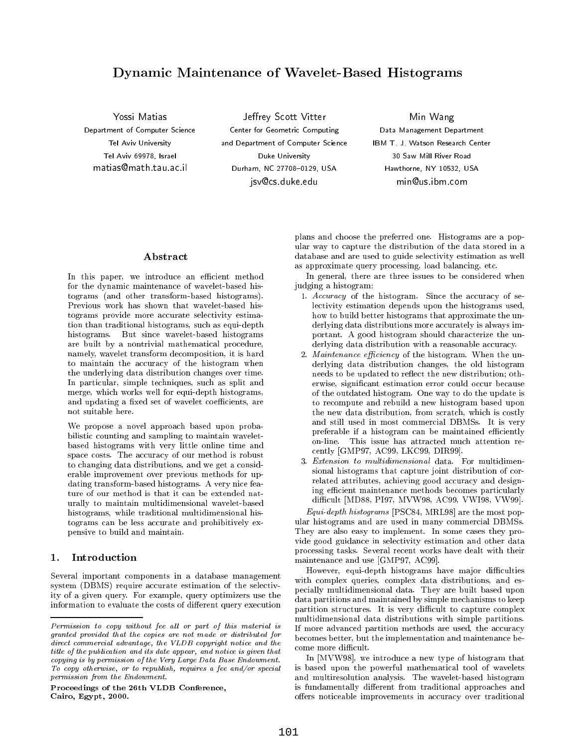# Dynamic Maintenance of Wavelet-Based Histograms

Yossi Matias
Department of Computer Science
Tel Aviv University
Tel Aviv 69978, Israel
matias@math.tau.ac.il

Jeffrey Scott Vitter
Center for Geometric Computing
and Department of Computer Science
Duke University
Durham, NC 27708–0129, USA
jsv@cs.duke.edu

Min Wang
Data Management Department
IBM T. J. Watson Research Center
30 Saw Mill River Road
Hawthorne, NY 10532, USA
min@us.ibm.com

## Abstract

In this paper, we introduce an efficient method for the dynamic maintenance of wavelet-based histograms (and other transform-based histograms). Previous work has shown that wavelet-based histograms provide more accurate selectivity estimation than traditional histograms, such as equi-depth histograms. But since wavelet-based histograms are built by a nontrivial mathematical procedure, namely, wavelet transform decomposition, it is hard to maintain the accuracy of the histogram when the underlying data distribution changes over time. In particular, simple techniques, such as split and merge, which works well for equi-depth histograms, and updating a fixed set of wavelet coefficients, are not suitable here.

We propose a novel approach based upon probabilistic counting and sampling to maintain wavelet-based histograms with very little online time and space costs. The accuracy of our method is robust to changing data distributions, and we get a considerable improvement over previous methods for updating transform-based histograms. A very nice feature of our method is that it can be extended naturally to maintain multidimensional wavelet-based histograms, while traditional multidimensional histograms can be less accurate and prohibitively expensive to build and maintain.

## 1. Introduction

Several important components in a database management system (DBMS) require accurate estimation of the selectivity of a given query. For example, query optimizers use the information to evaluate the costs of different query execution plans and choose the preferred one. Histograms are a popular way to capture the distribution of the data stored in a database and are used to guide selectivity estimation as well as approximate query processing, load balancing, etc.

In general, there are three issues to be considered when judging a histogram:

1. *Accuracy* of the histogram. Since the accuracy of selectivity estimation depends upon the histograms used, how to build better histograms that approximate the underlying data distributions more accurately is always important. A good histogram should characterize the underlying data distribution with a reasonable accuracy.
2. *Maintenance efficiency* of the histogram. When the underlying data distribution changes, the old histogram needs to be updated to reflect the new distribution; otherwise, significant estimation error could occur because of the outdated histogram. One way to do the update is to recompute and rebuild a new histogram based upon the new data distribution, from scratch, which is costly and still used in most commercial DBMSs. It is very preferable if a histogram can be maintained efficiently on-line. This issue has attracted much attention recently [GMP97, AC99, LKC99, DIR99].
3. *Extension to multidimensional* data. For multidimensional histograms that capture joint distribution of correlated attributes, achieving good accuracy and designing efficient maintenance methods becomes particularly difficult [MD88, PI97, MVW98, AC99, VWI98, VW99].

*Equi-depth histograms* [PSC84, MRL98] are the most popular histograms and are used in many commercial DBMSs. They are also easy to implement. In some cases they provide good guidance in selectivity estimation and other data processing tasks. Several recent works have dealt with their maintenance and use [GMP97, AC99].

However, equi-depth histograms have major difficulties with complex queries, complex data distributions, and especially multidimensional data. They are built based upon data partitions and maintained by simple mechanisms to keep partition structures. It is very difficult to capture complex multidimensional data distributions with simple partitions. If more advanced partition methods are used, the accuracy becomes better, but the implementation and maintenance become more difficult.

In [MVW98], we introduce a new type of histogram that is based upon the powerful mathematical tool of wavelets and multiresolution analysis. The wavelet-based histogram is fundamentally different from traditional approaches and offers noticeable improvements in accuracy over traditional

---

*Permission to copy without fee all or part of this material is granted provided that the copies are not made or distributed for direct commercial advantage, the VLDB copyright notice and the title of the publication and its date appear, and notice is given that copying is by permission of the Very Large Data Base Endowment. To copy otherwise, or to republish, requires a fee and/or special permission from the Endowment.*

**Proceedings of the 26th VLDB Conference, Cairo, Egypt, 2000.**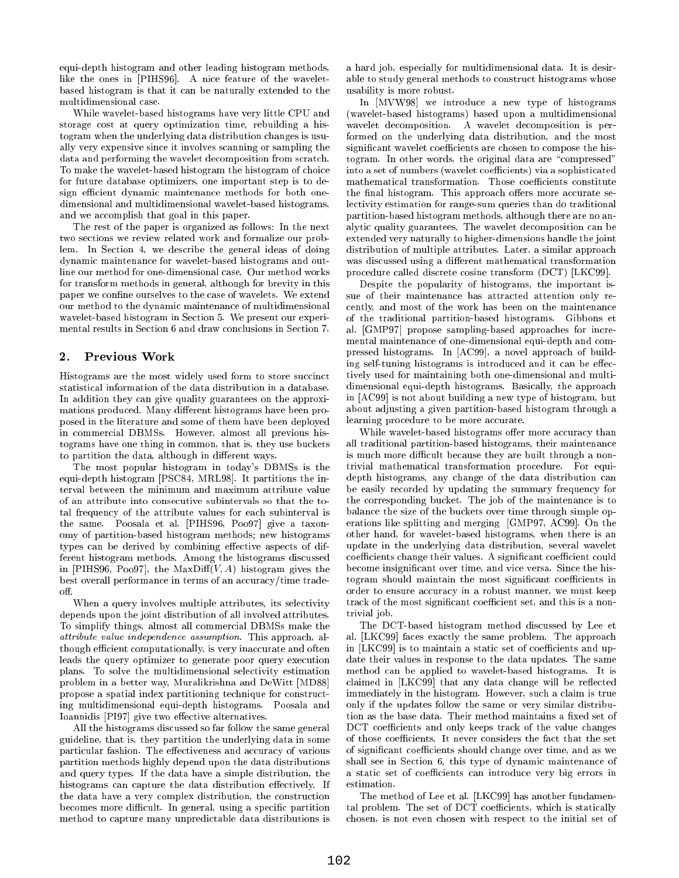equi-depth histogram and other leading histogram methods, like the ones in [PIHS96]. A nice feature of the wavelet-based histogram is that it can be naturally extended to the multidimensional case.

While wavelet-based histograms have very little CPU and storage cost at query optimization time, rebuilding a histogram when the underlying data distribution changes is usually very expensive since it involves scanning or sampling the data and performing the wavelet decomposition from scratch. To make the wavelet-based histogram the histogram of choice for future database optimizers, one important step is to design efficient dynamic maintenance methods for both one-dimensional and multidimensional wavelet-based histograms, and we accomplish that goal in this paper.

The rest of the paper is organized as follows: In the next two sections we review related work and formalize our problem. In Section 4, we describe the general ideas of doing dynamic maintenance for wavelet-based histograms and outline our method for one-dimensional case. Our method works for transform methods in general, although for brevity in this paper we confine ourselves to the case of wavelets. We extend our method to the dynamic maintenance of multidimensional wavelet-based histogram in Section 5. We present our experimental results in Section 6 and draw conclusions in Section 7.

## 2. Previous Work

Histograms are the most widely used form to store succinct statistical information of the data distribution in a database. In addition they can give quality guarantees on the approximations produced. Many different histograms have been proposed in the literature and some of them have been deployed in commercial DBMSs. However, almost all previous histograms have one thing in common, that is, they use buckets to partition the data, although in different ways.

The most popular histogram in today's DBMSs is the equi-depth histogram [PSC84, MRL98]. It partitions the interval between the minimum and maximum attribute value of an attribute into consecutive subintervals so that the total frequency of the attribute values for each subinterval is the same. Poosala et al. [PIHS96, Poo97] give a taxonomy of partition-based histogram methods; new histograms types can be derived by combining effective aspects of different histogram methods. Among the histograms discussed in [PIHS96, Poo97], the MaxDiff$(V, A)$ histogram gives the best overall performance in terms of an accuracy/time tradeoff.

When a query involves multiple attributes, its selectivity depends upon the joint distribution of all involved attributes. To simplify things, almost all commercial DBMSs make the *attribute value independence assumption*. This approach, although efficient computationally, is very inaccurate and often leads the query optimizer to generate poor query execution plans. To solve the multidimensional selectivity estimation problem in a better way, Muralikrishna and DeWitt [MD88] propose a spatial index partitioning technique for constructing multidimensional equi-depth histograms. Poosala and Ioannidis [PI97] give two effective alternatives.

All the histograms discussed so far follow the same general guideline, that is, they partition the underlying data in some particular fashion. The effectiveness and accuracy of various partition methods highly depend upon the data distributions and query types. If the data have a simple distribution, the histograms can capture the data distribution effectively. If the data have a very complex distribution, the construction becomes more difficult. In general, using a specific partition method to capture many unpredictable data distributions is a hard job, especially for multidimensional data. It is desirable to study general methods to construct histograms whose usability is more robust.

In [MVW98] we introduce a new type of histograms (wavelet-based histograms) based upon a multidimensional wavelet decomposition. A wavelet decomposition is performed on the underlying data distribution, and the most significant wavelet coefficients are chosen to compose the histogram. In other words, the original data are "compressed" into a set of numbers (wavelet coefficients) via a sophisticated mathematical transformation. Those coefficients constitute the final histogram. This approach offers more accurate selectivity estimation for range-sum queries than do traditional partition-based histogram methods, although there are no analytic quality guarantees. The wavelet decomposition can be extended very naturally to higher-dimensions handle the joint distribution of multiple attributes. Later, a similar approach was discussed using a different mathematical transformation procedure called discrete cosine transform (DCT) [LKC99].

Despite the popularity of histograms, the important issue of their maintenance has attracted attention only recently, and most of the work has been on the maintenance of the traditional partition-based histograms. Gibbons et al. [GMP97] propose sampling-based approaches for incremental maintenance of one-dimensional equi-depth and compressed histograms. In [AC99], a novel approach of building self-tuning histograms is introduced and it can be effectively used for maintaining both one-dimensional and multidimensional equi-depth histograms. Basically, the approach in [AC99] is not about building a new type of histogram, but about adjusting a given partition-based histogram through a learning procedure to be more accurate.

While wavelet-based histograms offer more accuracy than all traditional partition-based histograms, their maintenance is much more difficult because they are built through a nontrivial mathematical transformation procedure. For equi-depth histograms, any change of the data distribution can be easily recorded by updating the summary frequency for the corresponding bucket. The job of the maintenance is to balance the size of the buckets over time through simple operations like splitting and merging [GMP97, AC99]. On the other hand, for wavelet-based histograms, when there is an update in the underlying data distribution, several wavelet coefficients change their values. A significant coefficient could become insignificant over time, and vice versa. Since the histogram should maintain the most significant coefficients in order to ensure accuracy in a robust manner, we must keep track of the most significant coefficient set, and this is a nontrivial job.

The DCT-based histogram method discussed by Lee et al. [LKC99] faces exactly the same problem. The approach in [LKC99] is to maintain a static set of coefficients and update their values in response to the data updates. The same method can be applied to wavelet-based histograms. It is claimed in [LKC99] that any data change will be reflected immediately in the histogram. However, such a claim is true only if the updates follow the same or very similar distribution as the base data. Their method maintains a fixed set of DCT coefficients and only keeps track of the value changes of those coefficients. It never considers the fact that the set of significant coefficients should change over time, and as we shall see in Section 6, this type of dynamic maintenance of a static set of coefficients can introduce very big errors in estimation.

The method of Lee et al. [LKC99] has another fundamental problem. The set of DCT coefficients, which is statically chosen, is not even chosen with respect to the initial set of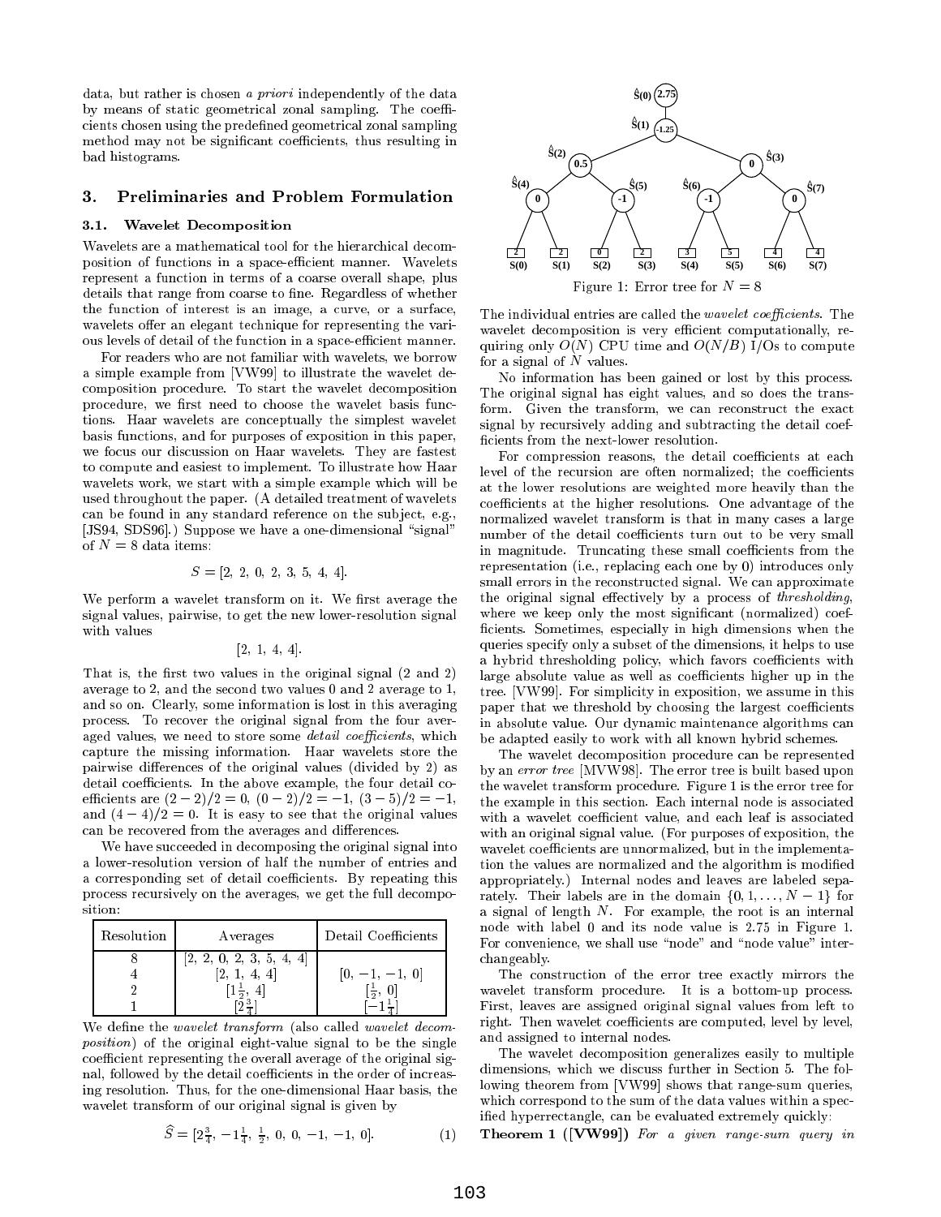data, but rather is chosen *a priori* independently of the data by means of static geometrical zonal sampling. The coefficients chosen using the predefined geometrical zonal sampling method may not be significant coefficients, thus resulting in bad histograms.

## 3. Preliminaries and Problem Formulation

### 3.1. Wavelet Decomposition

Wavelets are a mathematical tool for the hierarchical decomposition of functions in a space-efficient manner. Wavelets represent a function in terms of a coarse overall shape, plus details that range from coarse to fine. Regardless of whether the function of interest is an image, a curve, or a surface, wavelets offer an elegant technique for representing the various levels of detail of the function in a space-efficient manner.

For readers who are not familiar with wavelets, we borrow a simple example from [VW99] to illustrate the wavelet decomposition procedure. To start the wavelet decomposition procedure, we first need to choose the wavelet basis functions. Haar wavelets are conceptually the simplest wavelet basis functions, and for purposes of exposition in this paper, we focus our discussion on Haar wavelets. They are fastest to compute and easiest to implement. To illustrate how Haar wavelets work, we start with a simple example which will be used throughout the paper. (A detailed treatment of wavelets can be found in any standard reference on the subject, e.g., [JS94, SDS96].) Suppose we have a one-dimensional "signal" of $N = 8$ data items:

$$S = [2,\ 2,\ 0,\ 2,\ 3,\ 5,\ 4,\ 4].$$

We perform a wavelet transform on it. We first average the signal values, pairwise, to get the new lower-resolution signal with values

$$[2,\ 1,\ 4,\ 4].$$

That is, the first two values in the original signal (2 and 2) average to 2, and the second two values 0 and 2 average to 1, and so on. Clearly, some information is lost in this averaging process. To recover the original signal from the four averaged values, we need to store some *detail coefficients*, which capture the missing information. Haar wavelets store the pairwise differences of the original values (divided by 2) as detail coefficients. In the above example, the four detail coefficients are $(2-2)/2 = 0$, $(0-2)/2 = -1$, $(3-5)/2 = -1$, and $(4-4)/2 = 0$. It is easy to see that the original values can be recovered from the averages and differences.

We have succeeded in decomposing the original signal into a lower-resolution version of half the number of entries and a corresponding set of detail coefficients. By repeating this process recursively on the averages, we get the full decomposition:

| Resolution | Averages | Detail Coefficients |
|---|---|---|
| 8 | [2, 2, 0, 2, 3, 5, 4, 4] | |
| 4 | [2, 1, 4, 4] | $[0, -1, -1, 0]$ |
| 2 | $[1\frac{1}{2}, 4]$ | $[\frac{1}{2}, 0]$ |
| 1 | $[2\frac{3}{4}]$ | $[-1\frac{1}{4}]$ |

We define the *wavelet transform* (also called *wavelet decomposition*) of the original eight-value signal to be the single coefficient representing the overall average of the original signal, followed by the detail coefficients in the order of increasing resolution. Thus, for the one-dimensional Haar basis, the wavelet transform of our original signal is given by

$$\widehat{S} = [2\tfrac{3}{4},\ -1\tfrac{1}{4},\ \tfrac{1}{2},\ 0,\ 0,\ -1,\ -1,\ 0]. \tag{1}$$

Figure 1: Error tree for $N = 8$

The individual entries are called the *wavelet coefficients*. The wavelet decomposition is very efficient computationally, requiring only $O(N)$ CPU time and $O(N/B)$ I/Os to compute for a signal of $N$ values.

No information has been gained or lost by this process. The original signal has eight values, and so does the transform. Given the transform, we can reconstruct the exact signal by recursively adding and subtracting the detail coefficients from the next-lower resolution.

For compression reasons, the detail coefficients at each level of the recursion are often normalized; the coefficients at the lower resolutions are weighted more heavily than the coefficients at the higher resolutions. One advantage of the normalized wavelet transform is that in many cases a large number of the detail coefficients turn out to be very small in magnitude. Truncating these small coefficients from the representation (i.e., replacing each one by 0) introduces only small errors in the reconstructed signal. We can approximate the original signal effectively by a process of *thresholding*, where we keep only the most significant (normalized) coefficients. Sometimes, especially in high dimensions when the queries specify only a subset of the dimensions, it helps to use a hybrid thresholding policy, which favors coefficients with large absolute value as well as coefficients higher up in the tree. [VW99]. For simplicity in exposition, we assume in this paper that we threshold by choosing the largest coefficients in absolute value. Our dynamic maintenance algorithms can be adapted easily to work with all known hybrid schemes.

The wavelet decomposition procedure can be represented by an *error tree* [MVW98]. The error tree is built based upon the wavelet transform procedure. Figure 1 is the error tree for the example in this section. Each internal node is associated with a wavelet coefficient value, and each leaf is associated with an original signal value. (For purposes of exposition, the wavelet coefficients are unnormalized, but in the implementation the values are normalized and the algorithm is modified appropriately.) Internal nodes and leaves are labeled separately. Their labels are in the domain $\{0, 1, \ldots, N-1\}$ for a signal of length $N$. For example, the root is an internal node with label 0 and its node value is 2.75 in Figure 1. For convenience, we shall use "node" and "node value" interchangeably.

The construction of the error tree exactly mirrors the wavelet transform procedure. It is a bottom-up process. First, leaves are assigned original signal values from left to right. Then wavelet coefficients are computed, level by level, and assigned to internal nodes.

The wavelet decomposition generalizes easily to multiple dimensions, which we discuss further in Section 5. The following theorem from [VW99] shows that range-sum queries, which correspond to the sum of the data values within a specified hyperrectangle, can be evaluated extremely quickly:

**Theorem 1 ([VW99])** *For a given range-sum query in*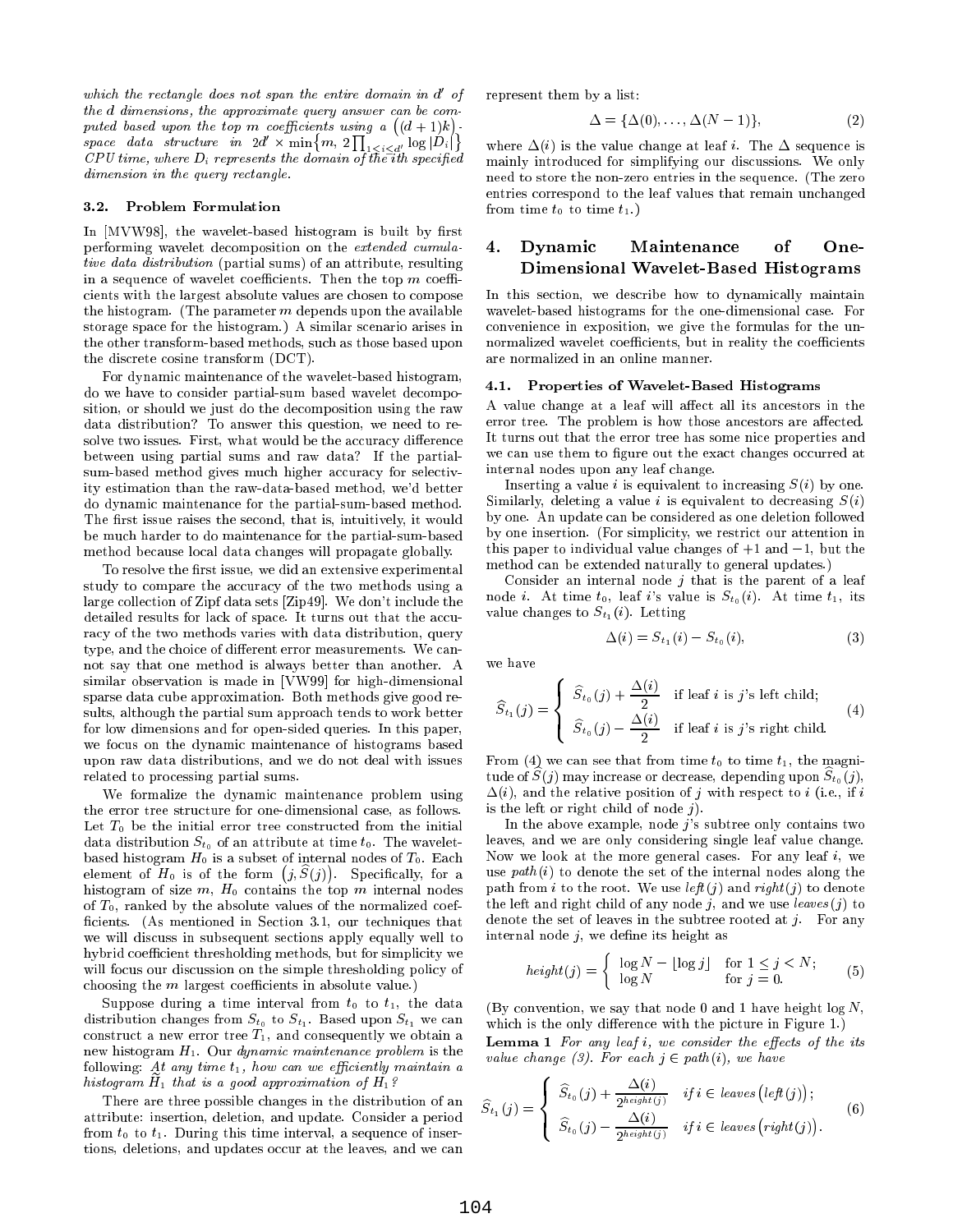*which the rectangle does not span the entire domain in $d'$ of the $d$ dimensions, the approximate query answer can be computed based upon the top $m$ coefficients using a $\big((d+1)k\big)$-space data structure in $2d' \times \min\big\{m,\, 2\prod_{1<i<d'} \log|D_i|\big\}$ CPU time, where $D_i$ represents the domain of the $i$th specified dimension in the query rectangle.*

### 3.2. Problem Formulation

In [MVW98], the wavelet-based histogram is built by first performing wavelet decomposition on the *extended cumulative data distribution* (partial sums) of an attribute, resulting in a sequence of wavelet coefficients. Then the top $m$ coefficients with the largest absolute values are chosen to compose the histogram. (The parameter $m$ depends upon the available storage space for the histogram.) A similar scenario arises in the other transform-based methods, such as those based upon the discrete cosine transform (DCT).

For dynamic maintenance of the wavelet-based histogram, do we have to consider partial-sum based wavelet decomposition, or should we just do the decomposition using the raw data distribution? To answer this question, we need to resolve two issues. First, what would be the accuracy difference between using partial sums and raw data? If the partial-sum-based method gives much higher accuracy for selectivity estimation than the raw-data-based method, we'd better do dynamic maintenance for the partial-sum-based method. The first issue raises the second, that is, intuitively, it would be much harder to do maintenance for the partial-sum-based method because local data changes will propagate globally.

To resolve the first issue, we did an extensive experimental study to compare the accuracy of the two methods using a large collection of Zipf data sets [Zip49]. We don't include the detailed results for lack of space. It turns out that the accuracy of the two methods varies with data distribution, query type, and the choice of different error measurements. We cannot say that one method is always better than another. A similar observation is made in [VW99] for high-dimensional sparse data cube approximation. Both methods give good results, although the partial sum approach tends to work better for low dimensions and for open-sided queries. In this paper, we focus on the dynamic maintenance of histograms based upon raw data distributions, and we do not deal with issues related to processing partial sums.

We formalize the dynamic maintenance problem using the error tree structure for one-dimensional case, as follows. Let $T_0$ be the initial error tree constructed from the initial data distribution $S_{t_0}$ of an attribute at time $t_0$. The wavelet-based histogram $H_0$ is a subset of internal nodes of $T_0$. Each element of $H_0$ is of the form $\big(j, \widehat{S}(j)\big)$. Specifically, for a histogram of size $m$, $H_0$ contains the top $m$ internal nodes of $T_0$, ranked by the absolute values of the normalized coefficients. (As mentioned in Section 3.1, our techniques that we will discuss in subsequent sections apply equally well to hybrid coefficient thresholding methods, but for simplicity we will focus our discussion on the simple thresholding policy of choosing the $m$ largest coefficients in absolute value.)

Suppose during a time interval from $t_0$ to $t_1$, the data distribution changes from $S_{t_0}$ to $S_{t_1}$. Based upon $S_{t_1}$ we can construct a new error tree $T_1$, and consequently we obtain a new histogram $H_1$. Our *dynamic maintenance problem* is the following: *At any time $t_1$, how can we efficiently maintain a histogram $\widetilde{H}_1$ that is a good approximation of $H_1$?*

There are three possible changes in the distribution of an attribute: insertion, deletion, and update. Consider a period from $t_0$ to $t_1$. During this time interval, a sequence of insertions, deletions, and updates occur at the leaves, and we can represent them by a list:

$$\Delta = \{\Delta(0), \ldots, \Delta(N-1)\}, \tag{2}$$

where $\Delta(i)$ is the value change at leaf $i$. The $\Delta$ sequence is mainly introduced for simplifying our discussions. We only need to store the non-zero entries in the sequence. (The zero entries correspond to the leaf values that remain unchanged from time $t_0$ to time $t_1$.)

## 4. Dynamic Maintenance of One-Dimensional Wavelet-Based Histograms

In this section, we describe how to dynamically maintain wavelet-based histograms for the one-dimensional case. For convenience in exposition, we give the formulas for the unnormalized wavelet coefficients, but in reality the coefficients are normalized in an online manner.

### 4.1. Properties of Wavelet-Based Histograms

A value change at a leaf will affect all its ancestors in the error tree. The problem is how those ancestors are affected. It turns out that the error tree has some nice properties and we can use them to figure out the exact changes occurred at internal nodes upon any leaf change.

Inserting a value $i$ is equivalent to increasing $S(i)$ by one. Similarly, deleting a value $i$ is equivalent to decreasing $S(i)$ by one. An update can be considered as one deletion followed by one insertion. (For simplicity, we restrict our attention in this paper to individual value changes of $+1$ and $-1$, but the method can be extended naturally to general updates.)

Consider an internal node $j$ that is the parent of a leaf node $i$. At time $t_0$, leaf $i$'s value is $S_{t_0}(i)$. At time $t_1$, its value changes to $S_{t_1}(i)$. Letting

$$\Delta(i) = S_{t_1}(i) - S_{t_0}(i), \tag{3}$$

we have

$$\widehat{S}_{t_1}(j) = \begin{cases} \widehat{S}_{t_0}(j) + \dfrac{\Delta(i)}{2} & \text{if leaf } i \text{ is } j\text{'s left child;} \\[2ex] \widehat{S}_{t_0}(j) - \dfrac{\Delta(i)}{2} & \text{if leaf } i \text{ is } j\text{'s right child.} \end{cases} \tag{4}$$

From (4) we can see that from time $t_0$ to time $t_1$, the magnitude of $\widehat{S}(j)$ may increase or decrease, depending upon $\widehat{S}_{t_0}(j)$, $\Delta(i)$, and the relative position of $j$ with respect to $i$ (i.e., if $i$ is the left or right child of node $j$).

In the above example, node $j$'s subtree only contains two leaves, and we are only considering single leaf value change. Now we look at the more general cases. For any leaf $i$, we use $path(i)$ to denote the set of the internal nodes along the path from $i$ to the root. We use $left(j)$ and $right(j)$ to denote the left and right child of any node $j$, and we use $leaves(j)$ to denote the set of leaves in the subtree rooted at $j$. For any internal node $j$, we define its height as

$$height(j) = \begin{cases} \log N - \lfloor \log j \rfloor & \text{for } 1 \le j < N; \\ \log N & \text{for } j = 0. \end{cases} \tag{5}$$

(By convention, we say that node 0 and 1 have height $\log N$, which is the only difference with the picture in Figure 1.)

**Lemma 1** *For any leaf $i$, we consider the effects of the its value change (3). For each $j \in path(i)$, we have*

$$\widehat{S}_{t_1}(j) = \begin{cases} \widehat{S}_{t_0}(j) + \dfrac{\Delta(i)}{2^{height(j)}} & \text{if } i \in leaves\big(left(j)\big); \\[2ex] \widehat{S}_{t_0}(j) - \dfrac{\Delta(i)}{2^{height(j)}} & \text{if } i \in leaves\big(right(j)\big). \end{cases} \tag{6}$$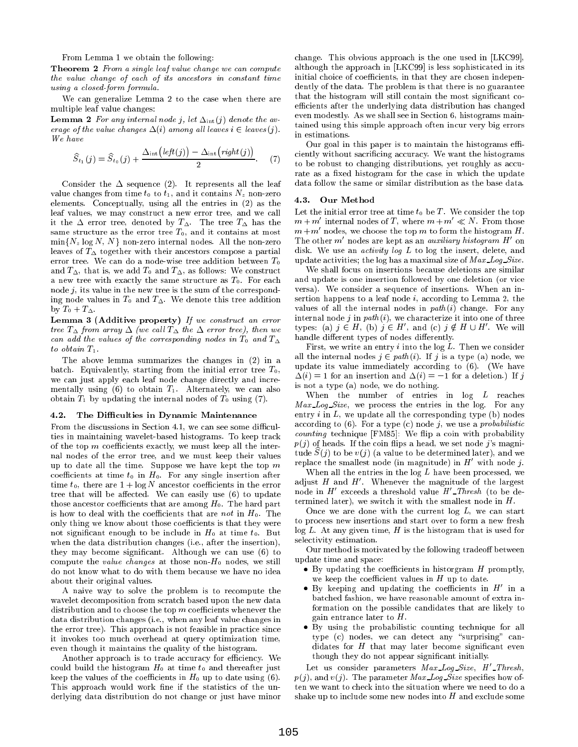From Lemma 1 we obtain the following:

**Theorem 2** *From a single leaf value change we can compute the value change of each of its ancestors in constant time using a closed-form formula.*

We can generalize Lemma 2 to the case when there are multiple leaf value changes:

**Lemma 2** *For any internal node $j$, let $\Delta_{\text{int}}(j)$ denote the average of the value changes $\Delta(i)$ among all leaves $i \in leaves(j)$. We have*

$$\widehat{S}_{t_1}(j) = \widehat{S}_{t_0}(j) + \frac{\Delta_{\text{int}}\big(left(j)\big) - \Delta_{\text{int}}\big(right(j)\big)}{2}. \quad (7)$$

Consider the $\Delta$ sequence (2). It represents all the leaf value changes from time $t_0$ to $t_1$, and it contains $N_z$ non-zero elements. Conceptually, using all the entries in (2) as the leaf values, we may construct a new error tree, and we call it the $\Delta$ error tree, denoted by $T_\Delta$. The tree $T_\Delta$ has the same structure as the error tree $T_0$, and it contains at most $\min\{N_z \log N, N\}$ non-zero internal nodes. All the non-zero leaves of $T_\Delta$ together with their ancestors compose a partial error tree. We can do a node-wise tree addition between $T_0$ and $T_\Delta$, that is, we add $T_0$ and $T_\Delta$, as follows: We construct a new tree with exactly the same structure as $T_0$. For each node $j$, its value in the new tree is the sum of the corresponding node values in $T_0$ and $T_\Delta$. We denote this tree addition by $T_0 + T_\Delta$.

**Lemma 3 (Additive property)** *If we construct an error tree $T_\Delta$ from array $\Delta$ (we call $T_\Delta$ the $\Delta$ error tree), then we can add the values of the corresponding nodes in $T_0$ and $T_\Delta$ to obtain $T_1$.*

The above lemma summarizes the changes in (2) in a batch. Equivalently, starting from the initial error tree $T_0$, we can just apply each leaf node change directly and incrementally using (6) to obtain $T_1$. Alternately, we can also obtain $T_1$ by updating the internal nodes of $T_0$ using (7).

### 4.2. The Difficulties in Dynamic Maintenance

From the discussions in Section 4.1, we can see some difficulties in maintaining wavelet-based histograms. To keep track of the top $m$ coefficients exactly, we must keep all the internal nodes of the error tree, and we must keep their values up to date all the time. Suppose we have kept the top $m$ coefficients at time $t_0$ in $H_0$. For any single insertion after time $t_0$, there are $1 + \log N$ ancestor coefficients in the error tree that will be affected. We can easily use (6) to update those ancestor coefficients that are among $H_0$. The hard part is how to deal with the coefficients that are *not* in $H_0$. The only thing we know about those coefficients is that they were not significant enough to be include in $H_0$ at time $t_0$. But when the data distribution changes (i.e., after the insertion), they may become significant. Although we can use (6) to compute the *value changes* at those non-$H_0$ nodes, we still do not know what to do with them because we have no idea about their original values.

A naive way to solve the problem is to recompute the wavelet decomposition from scratch based upon the new data distribution and to choose the top $m$ coefficients whenever the data distribution changes (i.e., when any leaf value changes in the error tree). This approach is not feasible in practice since it invokes too much overhead at query optimization time, even though it maintains the quality of the histogram.

Another approach is to trade accuracy for efficiency. We could build the histogram $H_0$ at time $t_0$ and thereafter just keep the values of the coefficients in $H_0$ up to date using (6). This approach would work fine if the statistics of the underlying data distribution do not change or just have minor change. This obvious approach is the one used in [LKC99], although the approach in [LKC99] is less sophisticated in its initial choice of coefficients, in that they are chosen independently of the data. The problem is that there is no guarantee that the histogram will still contain the most significant coefficients after the underlying data distribution has changed even modestly. As we shall see in Section 6, histograms maintained using this simple approach often incur very big errors in estimations.

Our goal in this paper is to maintain the histograms efficiently without sacrificing accuracy. We want the histograms to be robust to changing distributions, yet roughly as accurate as a fixed histogram for the case in which the update data follow the same or similar distribution as the base data.

### 4.3. Our Method

Let the initial error tree at time $t_0$ be $T$. We consider the top $m + m'$ internal nodes of $T$, where $m + m' \ll N$. From those $m + m'$ nodes, we choose the top $m$ to form the histogram $H$. The other $m'$ nodes are kept as an *auxiliary histogram* $H'$ on disk. We use an *activity log* $L$ to log the insert, delete, and update activities; the log has a maximal size of *Max_Log_Size*.

We shall focus on insertions because deletions are similar and update is one insertion followed by one deletion (or vice versa). We consider a sequence of insertions. When an insertion happens to a leaf node $i$, according to Lemma 2, the values of all the internal nodes in $path(i)$ change. For any internal node $j$ in $path(i)$, we characterize it into one of three types: (a) $j \in H$, (b) $j \in H'$, and (c) $j \notin H \cup H'$. We will handle different types of nodes differently.

First, we write an entry $i$ into the log $L$. Then we consider all the internal nodes $j \in path(i)$. If $j$ is a type (a) node, we update its value immediately according to (6). (We have $\Delta(i) = 1$ for an insertion and $\Delta(i) = -1$ for a deletion.) If $j$ is not a type (a) node, we do nothing.

When the number of entries in log $L$ reaches *Max_Log_Size*, we process the entries in the log. For any entry $i$ in $L$, we update all the corresponding type (b) nodes according to (6). For a type (c) node $j$, we use a *probabilistic counting* technique [FM85]: We flip a coin with probability $p(j)$ of heads. If the coin flips a head, we set node $j$'s magnitude $\widehat{S}(j)$ to be $v(j)$ (a value to be determined later), and we replace the smallest node (in magnitude) in $H'$ with node $j$.

When all the entries in the log $L$ have been processed, we adjust $H$ and $H'$. Whenever the magnitude of the largest node in $H'$ exceeds a threshold value *H'_Thresh* (to be determined later), we switch it with the smallest node in $H$.

Once we are done with the current log $L$, we can start to process new insertions and start over to form a new fresh log $L$. At any given time, $H$ is the histogram that is used for selectivity estimation.

Our method is motivated by the following tradeoff between update time and space:

- By updating the coefficients in historgram $H$ promptly, we keep the coefficient values in $H$ up to date.
- By keeping and updating the coefficients in $H'$ in a batched fashion, we have reasonable amount of extra information on the possible candidates that are likely to gain entrance later to $H$.
- By using the probabilistic counting technique for all type (c) nodes, we can detect any "surprising" candidates for $H$ that may later become significant even though they do not appear significant initially.

Let us consider parameters *Max_Log_Size*, *H'_Thresh*, $p(j)$, and $v(j)$. The parameter *Max_Log_Size* specifies how often we want to check into the situation where we need to do a shake up to include some new nodes into $H$ and exclude some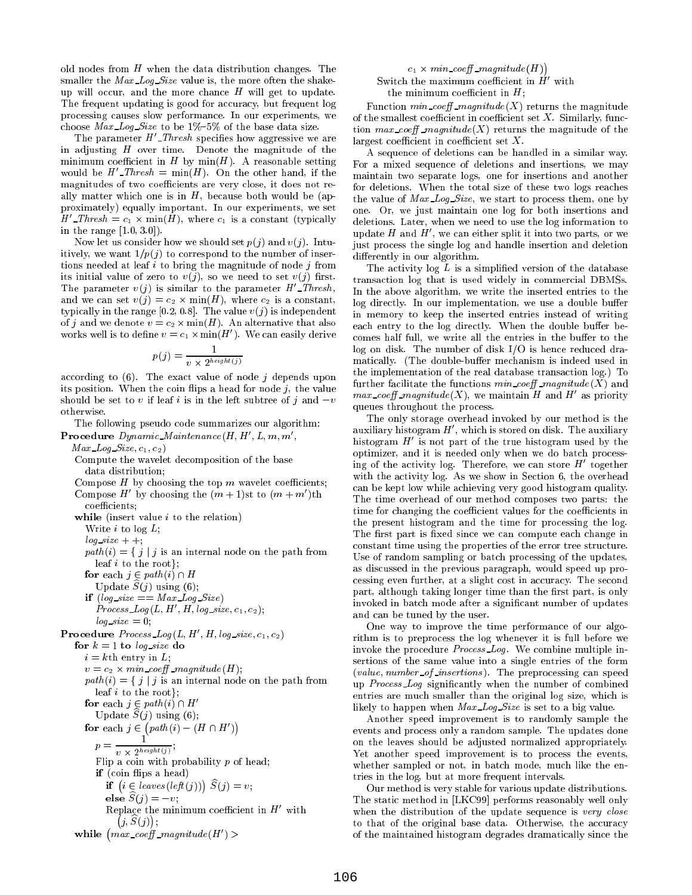old nodes from $H$ when the data distribution changes. The smaller the *Max_Log_Size* value is, the more often the shake-up will occur, and the more chance $H$ will get to update. The frequent updating is good for accuracy, but frequent log processing causes slow performance. In our experiments, we choose *Max_Log_Size* to be 1%–5% of the base data size.

The parameter $H'$*_Thresh* specifies how aggressive we are in adjusting $H$ over time. Denote the magnitude of the minimum coefficient in $H$ by $\min(H)$. A reasonable setting would be $H'\_Thresh = \min(H)$. On the other hand, if the magnitudes of two coefficients are very close, it does not really matter which one is in $H$, because both would be (approximately) equally important. In our experiments, we set $H'\_Thresh = c_1 \times \min(H)$, where $c_1$ is a constant (typically in the range $[1.0, 3.0]$).

Now let us consider how we should set $p(j)$ and $v(j)$. Intuitively, we want $1/p(j)$ to correspond to the number of insertions needed at leaf $i$ to bring the magnitude of node $j$ from its initial value of zero to $v(j)$, so we need to set $v(j)$ first. The parameter $v(j)$ is similar to the parameter $H'$*_Thresh*, and we can set $v(j) = c_2 \times \min(H)$, where $c_2$ is a constant, typically in the range $[0.2, 0.8]$. The value $v(j)$ is independent of $j$ and we denote $v = c_2 \times \min(H)$. An alternative that also works well is to define $v = c_1 \times \min(H')$. We can easily derive

$$p(j) = \frac{1}{v \times 2^{height(j)}}$$

according to (6). The exact value of node $j$ depends upon its position. When the coin flips a head for node $j$, the value should be set to $v$ if leaf $i$ is in the left subtree of $j$ and $-v$ otherwise.

The following pseudo code summarizes our algorithm:

```
Procedure Dynamic_Maintenance(H, H', L, m, m',
    Max_Log_Size, c1, c2)
  Compute the wavelet decomposition of the base
    data distribution;
  Compose H by choosing the top m wavelet coefficients;
  Compose H' by choosing the (m+1)st to (m+m')th
    coefficients;
  while (insert value i to the relation)
    Write i to log L;
    log_size++;
    path(i) = { j | j is an internal node on the path from
      leaf i to the root};
    for each j ∈ path(i) ∩ H
      Update Ŝ(j) using (6);
    if (log_size == Max_Log_Size)
      Process_Log(L, H', H, log_size, c1, c2);
      log_size = 0;
Procedure Process_Log(L, H', H, log_size, c1, c2)
  for k = 1 to log_size do
    i = kth entry in L;
    v = c2 × min_coeff_magnitude(H);
    path(i) = { j | j is an internal node on the path from
      leaf i to the root};
    for each j ∈ path(i) ∩ H'
      Update Ŝ(j) using (6);
    for each j ∈ (path(i) − (H ∩ H'))
      p = 1 / (v × 2^height(j));
      Flip a coin with probability p of head;
      if (coin flips a head)
        if (i ∈ leaves(left(j))) Ŝ(j) = v;
        else Ŝ(j) = −v;
        Replace the minimum coefficient in H' with
          (j, Ŝ(j));
  while (max_coeff_magnitude(H') >
      c1 × min_coeff_magnitude(H))
    Switch the maximum coefficient in H' with
      the minimum coefficient in H;
```

Function *min_coeff_magnitude*$(X)$ returns the magnitude of the smallest coefficient in coefficient set $X$. Similarly, function *max_coeff_magnitude*$(X)$ returns the magnitude of the largest coefficient in coefficient set $X$.

A sequence of deletions can be handled in a similar way. For a mixed sequence of deletions and insertions, we may maintain two separate logs, one for insertions and another for deletions. When the total size of these two logs reaches the value of *Max_Log_Size*, we start to process them, one by one. Or, we just maintain one log for both insertions and deletions. Later, when we need to use the log information to update $H$ and $H'$, we can either split it into two parts, or we just process the single log and handle insertion and deletion differently in our algorithm.

The activity log $L$ is a simplified version of the database transaction log that is used widely in commercial DBMSs. In the above algorithm, we write the inserted entries to the log directly. In our implementation, we use a double buffer in memory to keep the inserted entries instead of writing each entry to the log directly. When the double buffer becomes half full, we write all the entries in the buffer to the log on disk. The number of disk I/O is hence reduced dramatically. (The double-buffer mechanism is indeed used in the implementation of the real database transaction log.) To further facilitate the functions *min_coeff_magnitude*$(X)$ and *max_coeff_magnitude*$(X)$, we maintain $H$ and $H'$ as priority queues throughout the process.

The only storage overhead invoked by our method is the auxiliary histogram $H'$, which is stored on disk. The auxiliary histogram $H'$ is not part of the true histogram used by the optimizer, and it is needed only when we do batch processing of the activity log. Therefore, we can store $H'$ together with the activity log. As we show in Section 6, the overhead can be kept low while achieving very good histogram quality. The time overhead of our method composes two parts: the time for changing the coefficient values for the coefficients in the present histogram and the time for processing the log. The first part is fixed since we can compute each change in constant time using the properties of the error tree structure. Use of random sampling or batch processing of the updates, as discussed in the previous paragraph, would speed up processing even further, at a slight cost in accuracy. The second part, although taking longer time than the first part, is only invoked in batch mode after a significant number of updates and can be tuned by the user.

One way to improve the time performance of our algorithm is to preprocess the log whenever it is full before we invoke the procedure *Process_Log*. We combine multiple insertions of the same value into a single entries of the form (*value*, *number_of_insertions*). The preprocessing can speed up *Process_Log* significantly when the number of combined entries are much smaller than the original log size, which is likely to happen when *Max_Log_Size* is set to a big value.

Another speed improvement is to randomly sample the events and process only a random sample. The updates done on the leaves should be adjusted normalized appropriately. Yet another speed improvement is to process the events, whether sampled or not, in batch mode, much like the entries in the log, but at more frequent intervals.

Our method is very stable for various update distributions. The static method in [LKC99] performs reasonably well only when the distribution of the update sequence is *very close* to that of the original base data. Otherwise, the accuracy of the maintained histogram degrades dramatically since the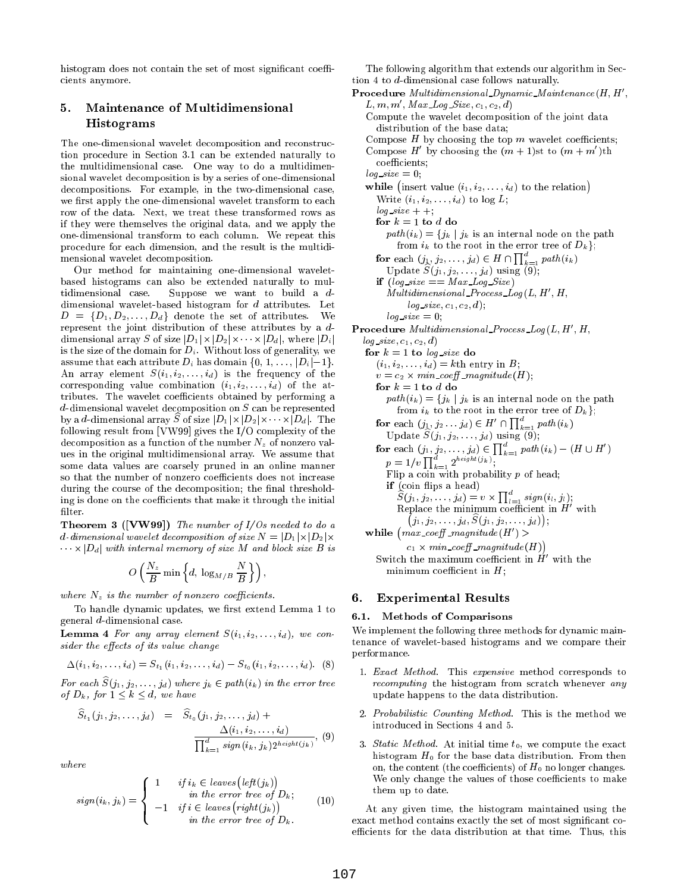histogram does not contain the set of most significant coefficients anymore.

## 5. Maintenance of Multidimensional Histograms

The one-dimensional wavelet decomposition and reconstruction procedure in Section 3.1 can be extended naturally to the multidimensional case. One way to do a multidimensional wavelet decomposition is by a series of one-dimensional decompositions. For example, in the two-dimensional case, we first apply the one-dimensional wavelet transform to each row of the data. Next, we treat these transformed rows as if they were themselves the original data, and we apply the one-dimensional transform to each column. We repeat this procedure for each dimension, and the result is the multidimensional wavelet decomposition.

Our method for maintaining one-dimensional wavelet-based histograms can also be extended naturally to multidimensional case. Suppose we want to build a $d$-dimensional wavelet-based histogram for $d$ attributes. Let $D = \{D_1, D_2, \ldots, D_d\}$ denote the set of attributes. We represent the joint distribution of these attributes by a $d$-dimensional array $S$ of size $|D_1| \times |D_2| \times \cdots \times |D_d|$, where $|D_i|$ is the size of the domain for $D_i$. Without loss of generality, we assume that each attribute $D_i$ has domain $\{0, 1, \ldots, |D_i|-1\}$. An array element $S(i_1, i_2, \ldots, i_d)$ is the frequency of the corresponding value combination $(i_1, i_2, \ldots, i_d)$ of the attributes. The wavelet coefficients obtained by performing a $d$-dimensional wavelet decomposition on $S$ can be represented by a $d$-dimensional array $\widehat{S}$ of size $|D_1| \times |D_2| \times \cdots \times |D_d|$. The following result from [VW99] gives the I/O complexity of the decomposition as a function of the number $N_z$ of nonzero values in the original multidimensional array. We assume that some data values are coarsely pruned in an online manner so that the number of nonzero coefficients does not increase during the course of the decomposition; the final thresholding is done on the coefficients that make it through the initial filter.

**Theorem 3 ([VW99])** *The number of I/Os needed to do a $d$-dimensional wavelet decomposition of size $N = |D_1| \times |D_2| \times \cdots \times |D_d|$ with internal memory of size $M$ and block size $B$ is*

$$O\left(\frac{N_z}{B} \min\left\{d, \log_{M/B} \frac{N}{B}\right\}\right),$$

*where $N_z$ is the number of nonzero coefficients.*

To handle dynamic updates, we first extend Lemma 1 to general $d$-dimensional case.

**Lemma 4** *For any array element $S(i_1, i_2, \ldots, i_d)$, we consider the effects of its value change*

$$\Delta(i_1, i_2, \ldots, i_d) = S_{t_1}(i_1, i_2, \ldots, i_d) - S_{t_0}(i_1, i_2, \ldots, i_d). \quad (8)$$

*For each $\widehat{S}(j_1, j_2, \ldots, j_d)$ where $j_k \in path(i_k)$ in the error tree of $D_k$, for $1 \leq k \leq d$, we have*

$$\widehat{S}_{t_1}(j_1, j_2, \ldots, j_d) = \widehat{S}_{t_0}(j_1, j_2, \ldots, j_d) + \frac{\Delta(i_1, i_2, \ldots, i_d)}{\prod_{k=1}^{d} sign(i_k, j_k) 2^{height(j_k)}}, \quad (9)$$

*where*

$$sign(i_k, j_k) = \begin{cases} 1 & \text{if } i_k \in leaves\big(left(j_k)\big) \text{ in the error tree of } D_k; \\ -1 & \text{if } i \in leaves\big(right(j_k)\big) \text{ in the error tree of } D_k. \end{cases} \quad (10)$$

The following algorithm that extends our algorithm in Section 4 to $d$-dimensional case follows naturally.

```
Procedure Multidimensional_Dynamic_Maintenance(H, H',
  L, m, m', Max_Log_Size, c1, c2, d)
  Compute the wavelet decomposition of the joint data
    distribution of the base data;
  Compose H by choosing the top m wavelet coefficients;
  Compose H' by choosing the (m+1)st to (m+m')th
    coefficients;
  log_size = 0;
  while (insert value (i1, i2, ..., id) to the relation)
    Write (i1, i2, ..., id) to log L;
    log_size++;
    for k = 1 to d do
      path(ik) = {jk | jk is an internal node on the path
        from ik to the root in the error tree of Dk};
    for each (j1, j2, ..., jd) ∈ H ∩ ∏_{k=1}^{d} path(ik)
      Update Ŝ(j1, j2, ..., jd) using (9);
    if (log_size == Max_Log_Size)
      Multidimensional_Process_Log(L, H', H,
        log_size, c1, c2, d);
      log_size = 0;
Procedure Multidimensional_Process_Log(L, H', H,
  log_size, c1, c2, d)
  for k = 1 to log_size do
    (i1, i2, ..., id) = kth entry in B;
    v = c2 × min_coeff_magnitude(H);
    for k = 1 to d do
      path(ik) = {jk | jk is an internal node on the path
        from ik to the root in the error tree of Dk};
    for each (j1, j2 ... jd) ∈ H' ∩ ∏_{k=1}^{d} path(ik)
      Update Ŝ(j1, j2, ..., jd) using (9);
    for each (j1, j2, ..., jd) ∈ ∏_{k=1}^{d} path(ik) − (H ∪ H')
      p = 1/v ∏_{k=1}^{d} 2^{height(jk)};
      Flip a coin with probability p of head;
      if (coin flips a head)
        Ŝ(j1, j2, ..., jd) = v × ∏_{l=1}^{d} sign(il, jl);
        Replace the minimum coefficient in H' with
          (j1, j2, ..., jd, Ŝ(j1, j2, ..., jd));
  while (max_coeff_magnitude(H') >
        c1 × min_coeff_magnitude(H))
    Switch the maximum coefficient in H' with the
      minimum coefficient in H;
```

## 6. Experimental Results

### 6.1. Methods of Comparisons

We implement the following three methods for dynamic maintenance of wavelet-based histograms and we compare their performance.

1. *Exact Method.* This *expensive* method corresponds to *recomputing* the histogram from scratch whenever *any* update happens to the data distribution.
2. *Probabilistic Counting Method.* This is the method we introduced in Sections 4 and 5.
3. *Static Method.* At initial time $t_0$, we compute the exact histogram $H_0$ for the base data distribution. From then on, the content (the coefficients) of $H_0$ no longer changes. We only change the values of those coefficients to make them up to date.

At any given time, the histogram maintained using the exact method contains exactly the set of most significant coefficients for the data distribution at that time. Thus, this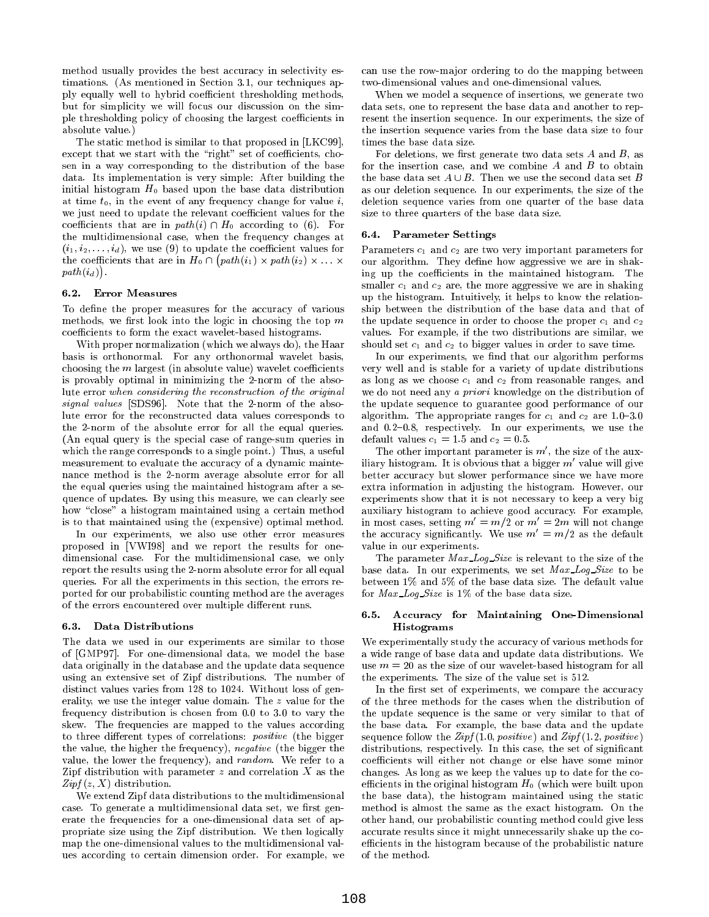method usually provides the best accuracy in selectivity estimations. (As mentioned in Section 3.1, our techniques apply equally well to hybrid coefficient thresholding methods, but for simplicity we will focus our discussion on the simple thresholding policy of choosing the largest coefficients in absolute value.)

The static method is similar to that proposed in [LKC99], except that we start with the "right" set of coefficients, chosen in a way corresponding to the distribution of the base data. Its implementation is very simple: After building the initial histogram $H_0$ based upon the base data distribution at time $t_0$, in the event of any frequency change for value $i$, we just need to update the relevant coefficient values for the coefficients that are in $path(i) \cap H_0$ according to (6). For the multidimensional case, when the frequency changes at $(i_1, i_2, \ldots, i_d)$, we use (9) to update the coefficient values for the coefficients that are in $H_0 \cap \big(path(i_1) \times path(i_2) \times \ldots \times path(i_d)\big)$.

### 6.2. Error Measures

To define the proper measures for the accuracy of various methods, we first look into the logic in choosing the top $m$ coefficients to form the exact wavelet-based histograms.

With proper normalization (which we always do), the Haar basis is orthonormal. For any orthonormal wavelet basis, choosing the $m$ largest (in absolute value) wavelet coefficients is provably optimal in minimizing the 2-norm of the absolute error *when considering the reconstruction of the original signal values* [SDS96]. Note that the 2-norm of the absolute error for the reconstructed data values corresponds to the 2-norm of the absolute error for all the equal queries. (An equal query is the special case of range-sum queries in which the range corresponds to a single point.) Thus, a useful measurement to evaluate the accuracy of a dynamic maintenance method is the 2-norm average absolute error for all the equal queries using the maintained histogram after a sequence of updates. By using this measure, we can clearly see how "close" a histogram maintained using a certain method is to that maintained using the (expensive) optimal method.

In our experiments, we also use other error measures proposed in [VWI98] and we report the results for one-dimensional case. For the multidimensional case, we only report the results using the 2-norm absolute error for all equal queries. For all the experiments in this section, the errors reported for our probabilistic counting method are the averages of the errors encountered over multiple different runs.

### 6.3. Data Distributions

The data we used in our experiments are similar to those of [GMP97]. For one-dimensional data, we model the base data originally in the database and the update data sequence using an extensive set of Zipf distributions. The number of distinct values varies from 128 to 1024. Without loss of generality, we use the integer value domain. The $z$ value for the frequency distribution is chosen from 0.0 to 3.0 to vary the skew. The frequencies are mapped to the values according to three different types of correlations: *positive* (the bigger the value, the higher the frequency), *negative* (the bigger the value, the lower the frequency), and *random*. We refer to a Zipf distribution with parameter $z$ and correlation $X$ as the *Zipf* $(z, X)$ distribution.

We extend Zipf data distributions to the multidimensional case. To generate a multidimensional data set, we first generate the frequencies for a one-dimensional data set of appropriate size using the Zipf distribution. We then logically map the one-dimensional values to the multidimensional values according to certain dimension order. For example, we can use the row-major ordering to do the mapping between two-dimensional values and one-dimensional values.

When we model a sequence of insertions, we generate two data sets, one to represent the base data and another to represent the insertion sequence. In our experiments, the size of the insertion sequence varies from the base data size to four times the base data size.

For deletions, we first generate two data sets $A$ and $B$, as for the insertion case, and we combine $A$ and $B$ to obtain the base data set $A \cup B$. Then we use the second data set $B$ as our deletion sequence. In our experiments, the size of the deletion sequence varies from one quarter of the base data size to three quarters of the base data size.

### 6.4. Parameter Settings

Parameters $c_1$ and $c_2$ are two very important parameters for our algorithm. They define how aggressive we are in shaking up the coefficients in the maintained histogram. The smaller $c_1$ and $c_2$ are, the more aggressive we are in shaking up the histogram. Intuitively, it helps to know the relationship between the distribution of the base data and that of the update sequence in order to choose the proper $c_1$ and $c_2$ values. For example, if the two distributions are similar, we should set $c_1$ and $c_2$ to bigger values in order to save time.

In our experiments, we find that our algorithm performs very well and is stable for a variety of update distributions as long as we choose $c_1$ and $c_2$ from reasonable ranges, and we do not need any *a priori* knowledge on the distribution of the update sequence to guarantee good performance of our algorithm. The appropriate ranges for $c_1$ and $c_2$ are 1.0–3.0 and 0.2–0.8, respectively. In our experiments, we use the default values $c_1 = 1.5$ and $c_2 = 0.5$.

The other important parameter is $m'$, the size of the auxiliary histogram. It is obvious that a bigger $m'$ value will give better accuracy but slower performance since we have more extra information in adjusting the histogram. However, our experiments show that it is not necessary to keep a very big auxiliary histogram to achieve good accuracy. For example, in most cases, setting $m' = m/2$ or $m' = 2m$ will not change the accuracy significantly. We use $m' = m/2$ as the default value in our experiments.

The parameter *Max_Log_Size* is relevant to the size of the base data. In our experiments, we set *Max_Log_Size* to be between 1% and 5% of the base data size. The default value for *Max_Log_Size* is 1% of the base data size.

### 6.5. Accuracy for Maintaining One-Dimensional Histograms

We experimentally study the accuracy of various methods for a wide range of base data and update data distributions. We use $m = 20$ as the size of our wavelet-based histogram for all the experiments. The size of the value set is 512.

In the first set of experiments, we compare the accuracy of the three methods for the cases when the distribution of the update sequence is the same or very similar to that of the base data. For example, the base data and the update sequence follow the *Zipf* (1.0, *positive*) and *Zipf* (1.2, *positive*) distributions, respectively. In this case, the set of significant coefficients will either not change or else have some minor changes. As long as we keep the values up to date for the coefficients in the original histogram $H_0$ (which were built upon the base data), the histogram maintained using the static method is almost the same as the exact histogram. On the other hand, our probabilistic counting method could give less accurate results since it might unnecessarily shake up the coefficients in the histogram because of the probabilistic nature of the method.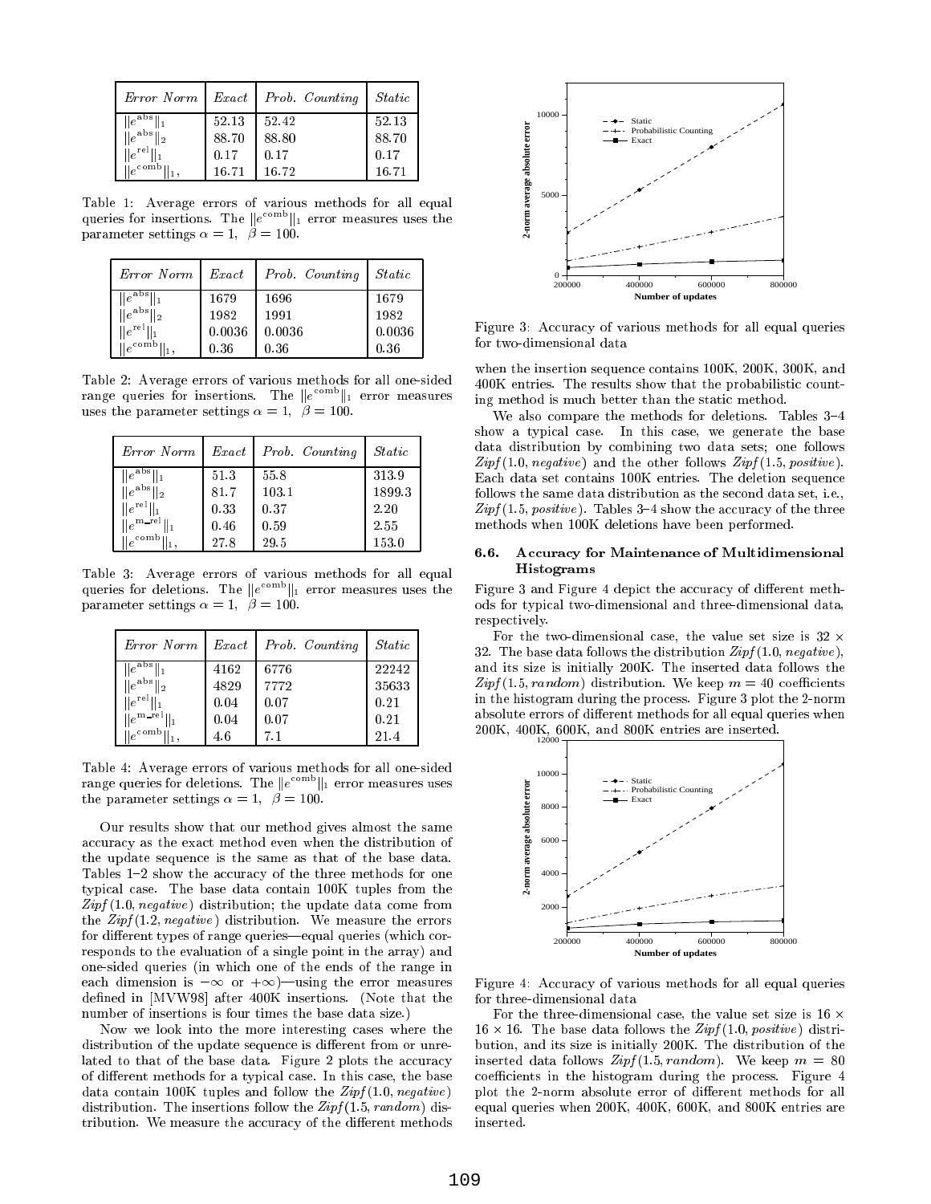| *Error Norm* | *Exact* | *Prob. Counting* | *Static* |
|---|---|---|---|
| $\|e^{\text{abs}}\|_1$ | 52.13 | 52.42 | 52.13 |
| $\|e^{\text{abs}}\|_2$ | 88.70 | 88.80 | 88.70 |
| $\|e^{\text{rel}}\|_1$ | 0.17 | 0.17 | 0.17 |
| $\|e^{\text{comb}}\|_1$, | 16.71 | 16.72 | 16.71 |

Table 1: Average errors of various methods for all equal queries for insertions. The $\|e^{\text{comb}}\|_1$ error measures uses the parameter settings $\alpha = 1,\ \ \beta = 100$.

| *Error Norm* | *Exact* | *Prob. Counting* | *Static* |
|---|---|---|---|
| $\|e^{\text{abs}}\|_1$ | 1679 | 1696 | 1679 |
| $\|e^{\text{abs}}\|_2$ | 1982 | 1991 | 1982 |
| $\|e^{\text{rel}}\|_1$ | 0.0036 | 0.0036 | 0.0036 |
| $\|e^{\text{comb}}\|_1$, | 0.36 | 0.36 | 0.36 |

Table 2: Average errors of various methods for all one-sided range queries for insertions. The $\|e^{\text{comb}}\|_1$ error measures uses the parameter settings $\alpha = 1,\ \ \beta = 100$.

| *Error Norm* | *Exact* | *Prob. Counting* | *Static* |
|---|---|---|---|
| $\|e^{\text{abs}}\|_1$ | 51.3 | 55.8 | 313.9 |
| $\|e^{\text{abs}}\|_2$ | 81.7 | 103.1 | 1899.3 |
| $\|e^{\text{rel}}\|_1$ | 0.33 | 0.37 | 2.20 |
| $\|e^{\text{m\_rel}}\|_1$ | 0.46 | 0.59 | 2.55 |
| $\|e^{\text{comb}}\|_1$, | 27.8 | 29.5 | 153.0 |

Table 3: Average errors of various methods for all equal queries for deletions. The $\|e^{\text{comb}}\|_1$ error measures uses the parameter settings $\alpha = 1,\ \ \beta = 100$.

| *Error Norm* | *Exact* | *Prob. Counting* | *Static* |
|---|---|---|---|
| $\|e^{\text{abs}}\|_1$ | 4162 | 6776 | 22242 |
| $\|e^{\text{abs}}\|_2$ | 4829 | 7772 | 35633 |
| $\|e^{\text{rel}}\|_1$ | 0.04 | 0.07 | 0.21 |
| $\|e^{\text{m\_rel}}\|_1$ | 0.04 | 0.07 | 0.21 |
| $\|e^{\text{comb}}\|_1$, | 4.6 | 7.1 | 21.4 |

Table 4: Average errors of various methods for all one-sided range queries for deletions. The $\|e^{\text{comb}}\|_1$ error measures uses the parameter settings $\alpha = 1,\ \ \beta = 100$.

Our results show that our method gives almost the same accuracy as the exact method even when the distribution of the update sequence is the same as that of the base data. Tables 1–2 show the accuracy of the three methods for one typical case. The base data contain 100K tuples from the *Zipf*(1.0, *negative*) distribution; the update data come from the *Zipf*(1.2, *negative*) distribution. We measure the errors for different types of range queries—equal queries (which corresponds to the evaluation of a single point in the array) and one-sided queries (in which one of the ends of the range in each dimension is $-\infty$ or $+\infty$)—using the error measures defined in [MVW98] after 400K insertions. (Note that the number of insertions is four times the base data size.)

Now we look into the more interesting cases where the distribution of the update sequence is different from or unrelated to that of the base data. Figure 2 plots the accuracy of different methods for a typical case. In this case, the base data contain 100K tuples and follow the *Zipf*(1.0, *negative*) distribution. The insertions follow the *Zipf*(1.5, *random*) distribution. We measure the accuracy of the different methods when the insertion sequence contains 100K, 200K, 300K, and 400K entries. The results show that the probabilistic counting method is much better than the static method.

We also compare the methods for deletions. Tables 3–4 show a typical case. In this case, we generate the base data distribution by combining two data sets; one follows *Zipf*(1.0, *negative*) and the other follows *Zipf*(1.5, *positive*). Each data set contains 100K entries. The deletion sequence follows the same data distribution as the second data set, i.e., *Zipf*(1.5, *positive*). Tables 3–4 show the accuracy of the three methods when 100K deletions have been performed.

### 6.6. Accuracy for Maintenance of Multidimensional Histograms

Figure 3 and Figure 4 depict the accuracy of different methods for typical two-dimensional and three-dimensional data, respectively.

For the two-dimensional case, the value set size is $32 \times 32$. The base data follows the distribution *Zipf*(1.0, *negative*), and its size is initially 200K. The inserted data follows the *Zipf*(1.5, *random*) distribution. We keep $m = 40$ coefficients in the histogram during the process. Figure 3 plot the 2-norm absolute errors of different methods for all equal queries when 200K, 400K, 600K, and 800K entries are inserted.

Figure 3: Accuracy of various methods for all equal queries for two-dimensional data

Figure 4: Accuracy of various methods for all equal queries for three-dimensional data

For the three-dimensional case, the value set size is $16 \times 16 \times 16$. The base data follows the *Zipf*(1.0, *positive*) distribution, and its size is initially 200K. The distribution of the inserted data follows *Zipf*(1.5, *random*). We keep $m = 80$ coefficients in the histogram during the process. Figure 4 plot the 2-norm absolute error of different methods for all equal queries when 200K, 400K, 600K, and 800K entries are inserted.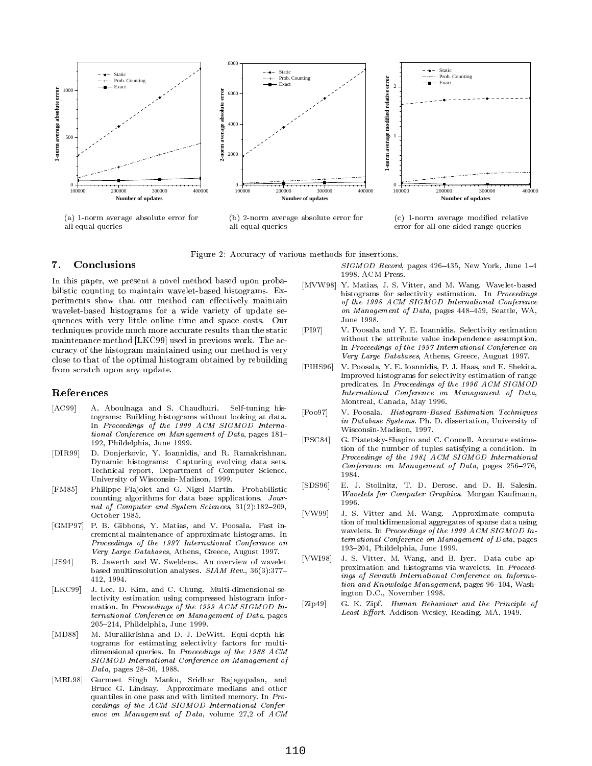Static
Prob. Counting
Exact

1-norm average absolute error

0
500
1000

100000
200000
300000
400000

Number of updates

(a) 1-norm average absolute error for all equal queries

Static
Prob. Counting
Exact

2-norm average absolute error

0
2000
4000
6000
8000

100000
200000
300000
400000

Number of updates

(b) 2-norm average absolute error for all equal queries

Static
Prob. Counting
Exact

1-norm average modified relative error

0
1
2

100000
200000
300000
400000

Number of updates

(c) 1-norm average modified relative error for all one-sided range queries

Figure 2: Accuracy of various methods for insertions.

## 7. Conclusions

In this paper, we present a novel method based upon probabilistic counting to maintain wavelet-based histograms. Experiments show that our method can effectively maintain wavelet-based histograms for a wide variety of update sequences with very little online time and space costs. Our techniques provide much more accurate results than the static maintenance method [LKC99] used in previous work. The accuracy of the histogram maintained using our method is very close to that of the optimal histogram obtained by rebuilding from scratch upon any update.

## References

- [AC99] A. Aboulnaga and S. Chaudhuri. Self-tuning histograms: Building histograms without looking at data. In *Proceedings of the 1999 ACM SIGMOD International Conference on Management of Data*, pages 181–192, Phildelphia, June 1999.
- [DIR99] D. Donjerkovic, Y. Ioannidis, and R. Ramakrishnan. Dynamic histograms: Capturing evolving data sets. Technical report, Department of Computer Science, University of Wisconsin-Madison, 1999.
- [FM85] Philippe Flajolet and G. Nigel Martin. Probabilistic counting algorithms for data base applications. *Journal of Computer and System Sciences*, 31(2):182–209, October 1985.
- [GMP97] P. B. Gibbons, Y. Matias, and V. Poosala. Fast incremental maintenance of approximate histograms. In *Proceedings of the 1997 International Conference on Very Large Databases*, Athens, Greece, August 1997.
- [JS94] B. Jawerth and W. Sweldens. An overview of wavelet based multiresolution analyses. *SIAM Rev.*, 36(3):377–412, 1994.
- [LKC99] J. Lee, D. Kim, and C. Chung. Multi-dimensional selectivity estimation using compressed histogram information. In *Proceedings of the 1999 ACM SIGMOD International Conference on Management of Data*, pages 205–214, Phildelphia, June 1999.
- [MD88] M. Muralikrishna and D. J. DeWitt. Equi-depth histograms for estimating selectivity factors for multidimensional queries. In *Proceedings of the 1988 ACM SIGMOD International Conference on Management of Data*, pages 28–36, 1988.
- [MRL98] Gurmeet Singh Manku, Sridhar Rajagopalan, and Bruce G. Lindsay. Approximate medians and other quantiles in one pass and with limited memory. In *Proceedings of the ACM SIGMOD International Conference on Management of Data*, volume 27,2 of *ACM SIGMOD Record*, pages 426–435, New York, June 1–4 1998. ACM Press.
- [MVW98] Y. Matias, J. S. Vitter, and M. Wang. Wavelet-based histograms for selectivity estimation. In *Proceedings of the 1998 ACM SIGMOD International Conference on Management of Data*, pages 448–459, Seattle, WA, June 1998.
- [PI97] V. Poosala and Y. E. Ioannidis. Selectivity estimation without the attribute value independence assumption. In *Proceedings of the 1997 International Conference on Very Large Databases*, Athens, Greece, August 1997.
- [PIHS96] V. Poosala, Y. E. Ioannidis, P. J. Haas, and E. Shekita. Improved histograms for selectivity estimation of range predicates. In *Proceedings of the 1996 ACM SIGMOD International Conference on Management of Data*, Montreal, Canada, May 1996.
- [Poo97] V. Poosala. *Histogram-Based Estimation Techniques in Database Systems*. Ph. D. dissertation, University of Wisconsin-Madison, 1997.
- [PSC84] G. Piatetsky-Shapiro and C. Connell. Accurate estimation of the number of tuples satisfying a condition. In *Proceedings of the 1984 ACM SIGMOD International Conference on Management of Data*, pages 256–276, 1984.
- [SDS96] E. J. Stollnitz, T. D. Derose, and D. H. Salesin. *Wavelets for Computer Graphics*. Morgan Kaufmann, 1996.
- [VW99] J. S. Vitter and M. Wang. Approximate computation of multidimensional aggregates of sparse data using wavelets. In *Proceedings of the 1999 ACM SIGMOD International Conference on Management of Data*, pages 193–204, Phildelphia, June 1999.
- [VWI98] J. S. Vitter, M. Wang, and B. Iyer. Data cube approximation and histograms via wavelets. In *Proceedings of Seventh International Conference on Information and Knowledge Management*, pages 96–104, Washington D.C., November 1998.
- [Zip49] G. K. Zipf. *Human Behaviour and the Principle of Least Effort*. Addison-Wesley, Reading, MA, 1949.